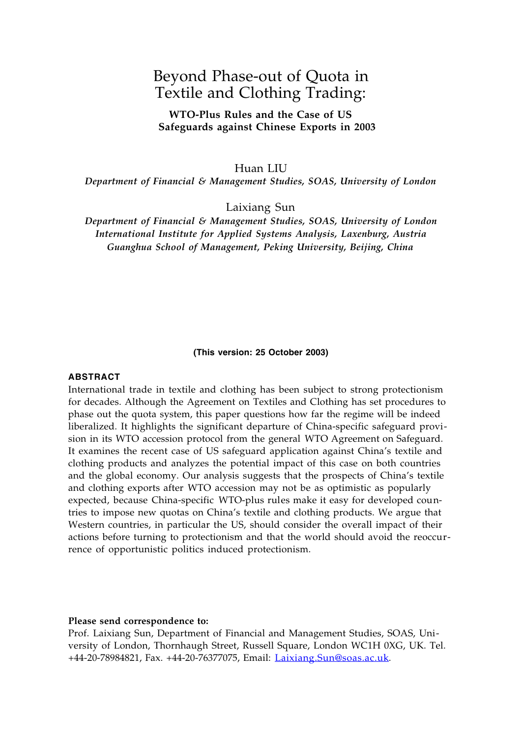# Beyond Phase-out of Quota in Textile and Clothing Trading:

**WTO-Plus Rules and the Case of US Safeguards against Chinese Exports in 2003**

Huan LIU

*Department of Financial & Management Studies, SOAS, University of London*

Laixiang Sun

*Department of Financial & Management Studies, SOAS, University of London*
*International Institute for Applied Systems Analysis, Laxenburg, Austria*
*Guanghua School of Management, Peking University, Beijing, China*

**(This version: 25 October 2003)**

**ABSTRACT**

International trade in textile and clothing has been subject to strong protectionism for decades. Although the Agreement on Textiles and Clothing has set procedures to phase out the quota system, this paper questions how far the regime will be indeed liberalized. It highlights the significant departure of China-specific safeguard provision in its WTO accession protocol from the general WTO Agreement on Safeguard. It examines the recent case of US safeguard application against China's textile and clothing products and analyzes the potential impact of this case on both countries and the global economy. Our analysis suggests that the prospects of China's textile and clothing exports after WTO accession may not be as optimistic as popularly expected, because China-specific WTO-plus rules make it easy for developed countries to impose new quotas on China's textile and clothing products. We argue that Western countries, in particular the US, should consider the overall impact of their actions before turning to protectionism and that the world should avoid the reoccurrence of opportunistic politics induced protectionism.

**Please send correspondence to:**
Prof. Laixiang Sun, Department of Financial and Management Studies, SOAS, University of London, Thornhaugh Street, Russell Square, London WC1H 0XG, UK. Tel. +44-20-78984821, Fax. +44-20-76377075, Email: Laixiang.Sun@soas.ac.uk.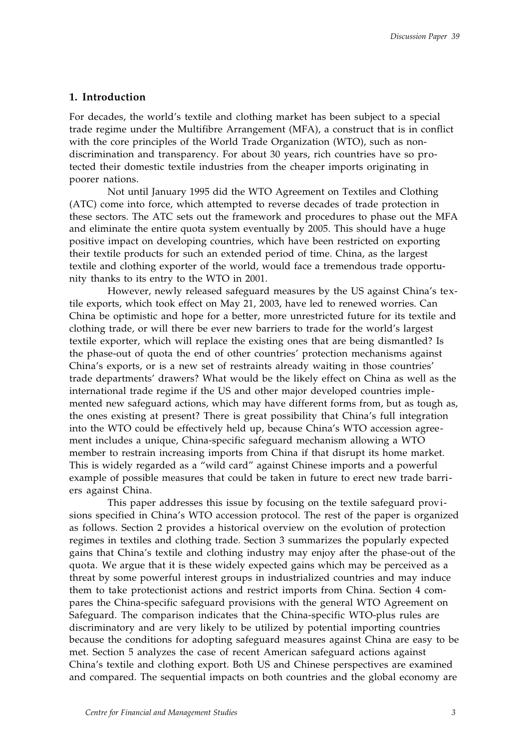## 1. Introduction

For decades, the world's textile and clothing market has been subject to a special trade regime under the Multifibre Arrangement (MFA), a construct that is in conflict with the core principles of the World Trade Organization (WTO), such as non-discrimination and transparency. For about 30 years, rich countries have so protected their domestic textile industries from the cheaper imports originating in poorer nations.

Not until January 1995 did the WTO Agreement on Textiles and Clothing (ATC) come into force, which attempted to reverse decades of trade protection in these sectors. The ATC sets out the framework and procedures to phase out the MFA and eliminate the entire quota system eventually by 2005. This should have a huge positive impact on developing countries, which have been restricted on exporting their textile products for such an extended period of time. China, as the largest textile and clothing exporter of the world, would face a tremendous trade opportunity thanks to its entry to the WTO in 2001.

However, newly released safeguard measures by the US against China's textile exports, which took effect on May 21, 2003, have led to renewed worries. Can China be optimistic and hope for a better, more unrestricted future for its textile and clothing trade, or will there be ever new barriers to trade for the world's largest textile exporter, which will replace the existing ones that are being dismantled? Is the phase-out of quota the end of other countries' protection mechanisms against China's exports, or is a new set of restraints already waiting in those countries' trade departments' drawers? What would be the likely effect on China as well as the international trade regime if the US and other major developed countries implemented new safeguard actions, which may have different forms from, but as tough as, the ones existing at present? There is great possibility that China's full integration into the WTO could be effectively held up, because China's WTO accession agreement includes a unique, China-specific safeguard mechanism allowing a WTO member to restrain increasing imports from China if that disrupt its home market. This is widely regarded as a "wild card" against Chinese imports and a powerful example of possible measures that could be taken in future to erect new trade barriers against China.

This paper addresses this issue by focusing on the textile safeguard provisions specified in China's WTO accession protocol. The rest of the paper is organized as follows. Section 2 provides a historical overview on the evolution of protection regimes in textiles and clothing trade. Section 3 summarizes the popularly expected gains that China's textile and clothing industry may enjoy after the phase-out of the quota. We argue that it is these widely expected gains which may be perceived as a threat by some powerful interest groups in industrialized countries and may induce them to take protectionist actions and restrict imports from China. Section 4 compares the China-specific safeguard provisions with the general WTO Agreement on Safeguard. The comparison indicates that the China-specific WTO-plus rules are discriminatory and are very likely to be utilized by potential importing countries because the conditions for adopting safeguard measures against China are easy to be met. Section 5 analyzes the case of recent American safeguard actions against China's textile and clothing export. Both US and Chinese perspectives are examined and compared. The sequential impacts on both countries and the global economy are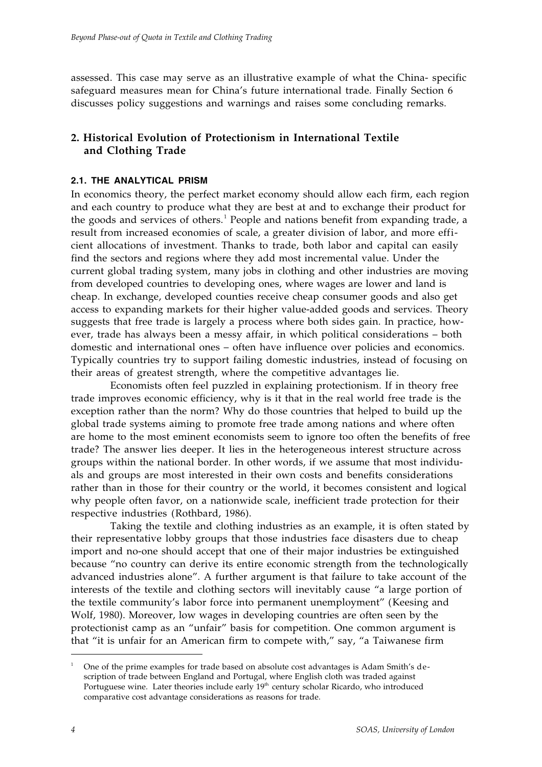assessed. This case may serve as an illustrative example of what the China- specific safeguard measures mean for China's future international trade. Finally Section 6 discusses policy suggestions and warnings and raises some concluding remarks.

## 2. Historical Evolution of Protectionism in International Textile and Clothing Trade

### 2.1. THE ANALYTICAL PRISM

In economics theory, the perfect market economy should allow each firm, each region and each country to produce what they are best at and to exchange their product for the goods and services of others.[1] People and nations benefit from expanding trade, a result from increased economies of scale, a greater division of labor, and more efficient allocations of investment. Thanks to trade, both labor and capital can easily find the sectors and regions where they add most incremental value. Under the current global trading system, many jobs in clothing and other industries are moving from developed countries to developing ones, where wages are lower and land is cheap. In exchange, developed counties receive cheap consumer goods and also get access to expanding markets for their higher value-added goods and services. Theory suggests that free trade is largely a process where both sides gain. In practice, however, trade has always been a messy affair, in which political considerations – both domestic and international ones – often have influence over policies and economics. Typically countries try to support failing domestic industries, instead of focusing on their areas of greatest strength, where the competitive advantages lie.

Economists often feel puzzled in explaining protectionism. If in theory free trade improves economic efficiency, why is it that in the real world free trade is the exception rather than the norm? Why do those countries that helped to build up the global trade systems aiming to promote free trade among nations and where often are home to the most eminent economists seem to ignore too often the benefits of free trade? The answer lies deeper. It lies in the heterogeneous interest structure across groups within the national border. In other words, if we assume that most individuals and groups are most interested in their own costs and benefits considerations rather than in those for their country or the world, it becomes consistent and logical why people often favor, on a nationwide scale, inefficient trade protection for their respective industries (Rothbard, 1986).

Taking the textile and clothing industries as an example, it is often stated by their representative lobby groups that those industries face disasters due to cheap import and no-one should accept that one of their major industries be extinguished because "no country can derive its entire economic strength from the technologically advanced industries alone". A further argument is that failure to take account of the interests of the textile and clothing sectors will inevitably cause "a large portion of the textile community's labor force into permanent unemployment" (Keesing and Wolf, 1980). Moreover, low wages in developing countries are often seen by the protectionist camp as an "unfair" basis for competition. One common argument is that "it is unfair for an American firm to compete with," say, "a Taiwanese firm

---

[1] One of the prime examples for trade based on absolute cost advantages is Adam Smith's description of trade between England and Portugal, where English cloth was traded against Portuguese wine. Later theories include early 19th century scholar Ricardo, who introduced comparative cost advantage considerations as reasons for trade.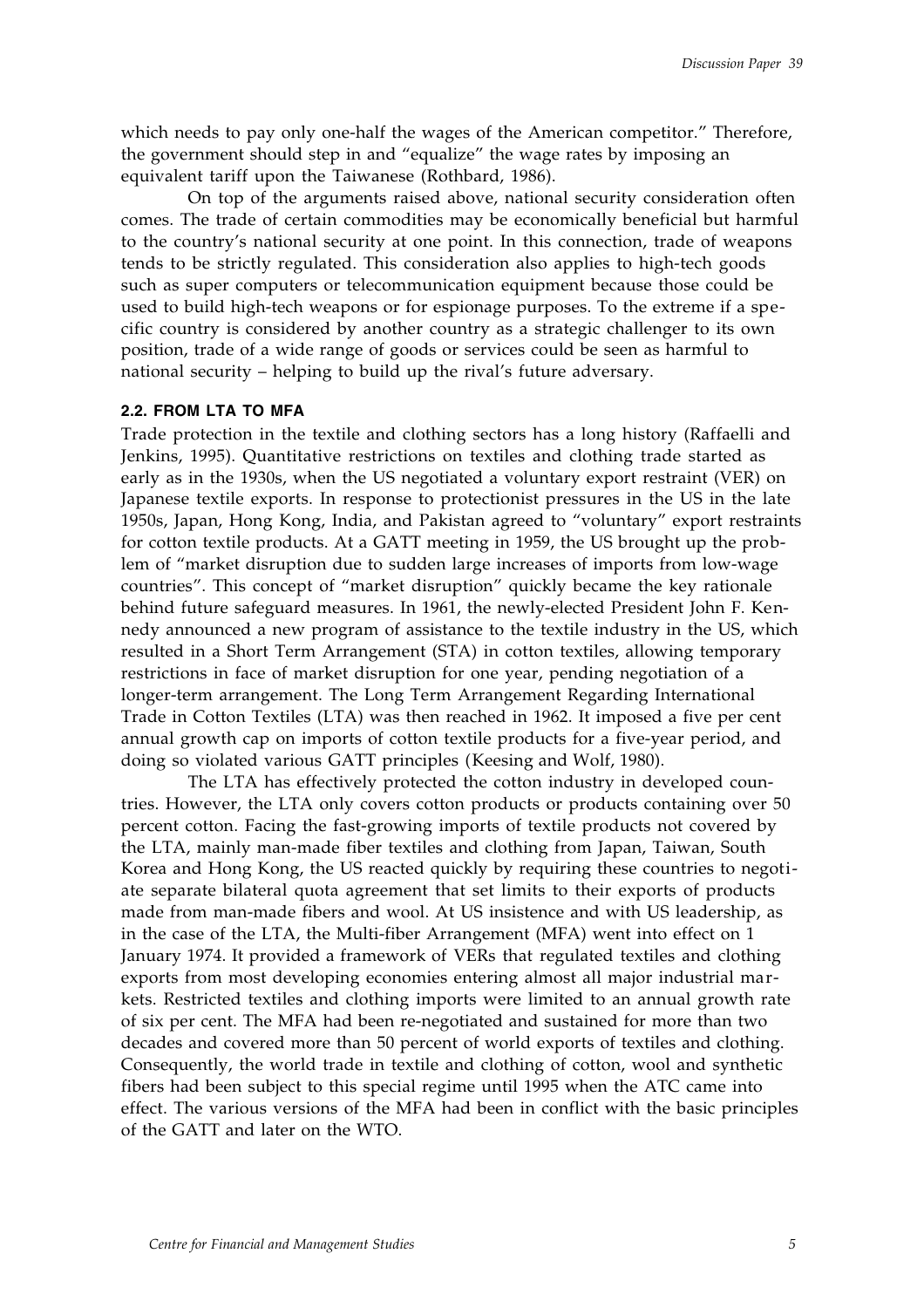which needs to pay only one-half the wages of the American competitor." Therefore, the government should step in and "equalize" the wage rates by imposing an equivalent tariff upon the Taiwanese (Rothbard, 1986).

On top of the arguments raised above, national security consideration often comes. The trade of certain commodities may be economically beneficial but harmful to the country's national security at one point. In this connection, trade of weapons tends to be strictly regulated. This consideration also applies to high-tech goods such as super computers or telecommunication equipment because those could be used to build high-tech weapons or for espionage purposes. To the extreme if a specific country is considered by another country as a strategic challenger to its own position, trade of a wide range of goods or services could be seen as harmful to national security – helping to build up the rival's future adversary.

### 2.2. FROM LTA TO MFA

Trade protection in the textile and clothing sectors has a long history (Raffaelli and Jenkins, 1995). Quantitative restrictions on textiles and clothing trade started as early as in the 1930s, when the US negotiated a voluntary export restraint (VER) on Japanese textile exports. In response to protectionist pressures in the US in the late 1950s, Japan, Hong Kong, India, and Pakistan agreed to "voluntary" export restraints for cotton textile products. At a GATT meeting in 1959, the US brought up the problem of "market disruption due to sudden large increases of imports from low-wage countries". This concept of "market disruption" quickly became the key rationale behind future safeguard measures. In 1961, the newly-elected President John F. Kennedy announced a new program of assistance to the textile industry in the US, which resulted in a Short Term Arrangement (STA) in cotton textiles, allowing temporary restrictions in face of market disruption for one year, pending negotiation of a longer-term arrangement. The Long Term Arrangement Regarding International Trade in Cotton Textiles (LTA) was then reached in 1962. It imposed a five per cent annual growth cap on imports of cotton textile products for a five-year period, and doing so violated various GATT principles (Keesing and Wolf, 1980).

The LTA has effectively protected the cotton industry in developed countries. However, the LTA only covers cotton products or products containing over 50 percent cotton. Facing the fast-growing imports of textile products not covered by the LTA, mainly man-made fiber textiles and clothing from Japan, Taiwan, South Korea and Hong Kong, the US reacted quickly by requiring these countries to negotiate separate bilateral quota agreement that set limits to their exports of products made from man-made fibers and wool. At US insistence and with US leadership, as in the case of the LTA, the Multi-fiber Arrangement (MFA) went into effect on 1 January 1974. It provided a framework of VERs that regulated textiles and clothing exports from most developing economies entering almost all major industrial markets. Restricted textiles and clothing imports were limited to an annual growth rate of six per cent. The MFA had been re-negotiated and sustained for more than two decades and covered more than 50 percent of world exports of textiles and clothing. Consequently, the world trade in textile and clothing of cotton, wool and synthetic fibers had been subject to this special regime until 1995 when the ATC came into effect. The various versions of the MFA had been in conflict with the basic principles of the GATT and later on the WTO.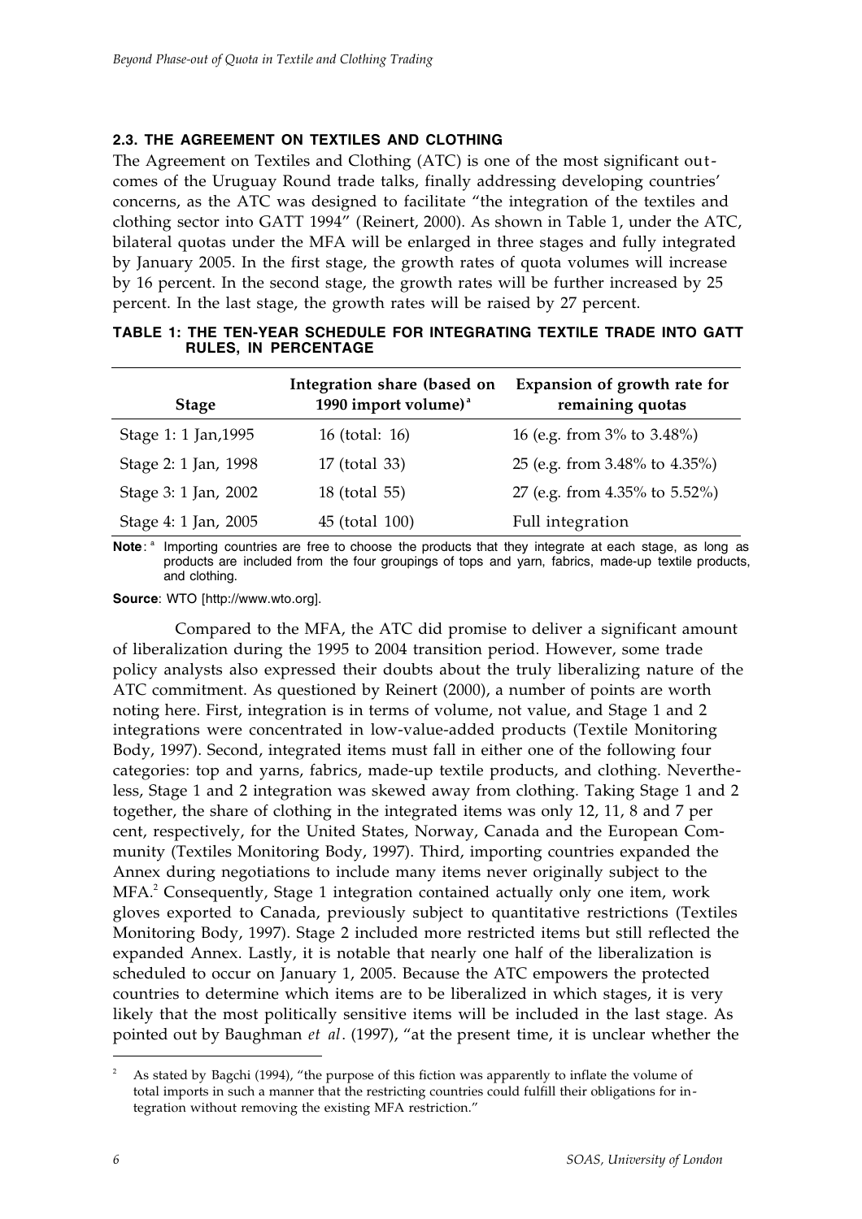### 2.3. THE AGREEMENT ON TEXTILES AND CLOTHING

The Agreement on Textiles and Clothing (ATC) is one of the most significant outcomes of the Uruguay Round trade talks, finally addressing developing countries' concerns, as the ATC was designed to facilitate "the integration of the textiles and clothing sector into GATT 1994" (Reinert, 2000). As shown in Table 1, under the ATC, bilateral quotas under the MFA will be enlarged in three stages and fully integrated by January 2005. In the first stage, the growth rates of quota volumes will increase by 16 percent. In the second stage, the growth rates will be further increased by 25 percent. In the last stage, the growth rates will be raised by 27 percent.

**TABLE 1: THE TEN-YEAR SCHEDULE FOR INTEGRATING TEXTILE TRADE INTO GATT RULES, IN PERCENTAGE**

| Stage | Integration share (based on 1990 import volume)[a] | Expansion of growth rate for remaining quotas |
|---|---|---|
| Stage 1: 1 Jan,1995 | 16 (total: 16) | 16 (e.g. from 3% to 3.48%) |
| Stage 2: 1 Jan, 1998 | 17 (total 33) | 25 (e.g. from 3.48% to 4.35%) |
| Stage 3: 1 Jan, 2002 | 18 (total 55) | 27 (e.g. from 4.35% to 5.52%) |
| Stage 4: 1 Jan, 2005 | 45 (total 100) | Full integration |

**Note**: [a] Importing countries are free to choose the products that they integrate at each stage, as long as products are included from the four groupings of tops and yarn, fabrics, made-up textile products, and clothing.

**Source**: WTO [http://www.wto.org].

Compared to the MFA, the ATC did promise to deliver a significant amount of liberalization during the 1995 to 2004 transition period. However, some trade policy analysts also expressed their doubts about the truly liberalizing nature of the ATC commitment. As questioned by Reinert (2000), a number of points are worth noting here. First, integration is in terms of volume, not value, and Stage 1 and 2 integrations were concentrated in low-value-added products (Textile Monitoring Body, 1997). Second, integrated items must fall in either one of the following four categories: top and yarns, fabrics, made-up textile products, and clothing. Nevertheless, Stage 1 and 2 integration was skewed away from clothing. Taking Stage 1 and 2 together, the share of clothing in the integrated items was only 12, 11, 8 and 7 per cent, respectively, for the United States, Norway, Canada and the European Community (Textiles Monitoring Body, 1997). Third, importing countries expanded the Annex during negotiations to include many items never originally subject to the MFA.[2] Consequently, Stage 1 integration contained actually only one item, work gloves exported to Canada, previously subject to quantitative restrictions (Textiles Monitoring Body, 1997). Stage 2 included more restricted items but still reflected the expanded Annex. Lastly, it is notable that nearly one half of the liberalization is scheduled to occur on January 1, 2005. Because the ATC empowers the protected countries to determine which items are to be liberalized in which stages, it is very likely that the most politically sensitive items will be included in the last stage. As pointed out by Baughman *et al*. (1997), "at the present time, it is unclear whether the

[2] As stated by Bagchi (1994), "the purpose of this fiction was apparently to inflate the volume of total imports in such a manner that the restricting countries could fulfill their obligations for integration without removing the existing MFA restriction."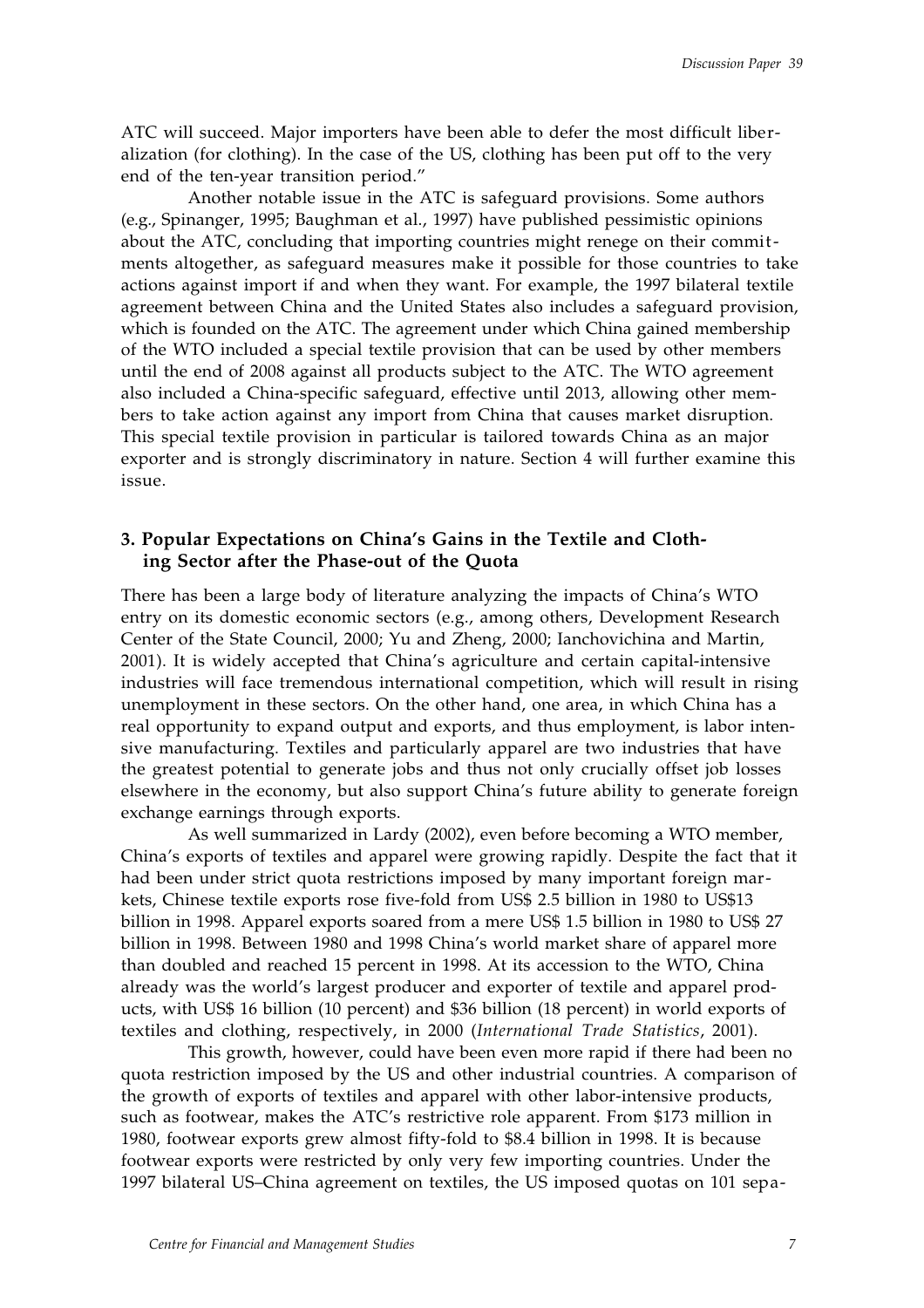ATC will succeed. Major importers have been able to defer the most difficult liberalization (for clothing). In the case of the US, clothing has been put off to the very end of the ten-year transition period."

Another notable issue in the ATC is safeguard provisions. Some authors (e.g., Spinanger, 1995; Baughman et al., 1997) have published pessimistic opinions about the ATC, concluding that importing countries might renege on their commitments altogether, as safeguard measures make it possible for those countries to take actions against import if and when they want. For example, the 1997 bilateral textile agreement between China and the United States also includes a safeguard provision, which is founded on the ATC. The agreement under which China gained membership of the WTO included a special textile provision that can be used by other members until the end of 2008 against all products subject to the ATC. The WTO agreement also included a China-specific safeguard, effective until 2013, allowing other members to take action against any import from China that causes market disruption. This special textile provision in particular is tailored towards China as an major exporter and is strongly discriminatory in nature. Section 4 will further examine this issue.

## 3. Popular Expectations on China's Gains in the Textile and Clothing Sector after the Phase-out of the Quota

There has been a large body of literature analyzing the impacts of China's WTO entry on its domestic economic sectors (e.g., among others, Development Research Center of the State Council, 2000; Yu and Zheng, 2000; Ianchovichina and Martin, 2001). It is widely accepted that China's agriculture and certain capital-intensive industries will face tremendous international competition, which will result in rising unemployment in these sectors. On the other hand, one area, in which China has a real opportunity to expand output and exports, and thus employment, is labor intensive manufacturing. Textiles and particularly apparel are two industries that have the greatest potential to generate jobs and thus not only crucially offset job losses elsewhere in the economy, but also support China's future ability to generate foreign exchange earnings through exports.

As well summarized in Lardy (2002), even before becoming a WTO member, China's exports of textiles and apparel were growing rapidly. Despite the fact that it had been under strict quota restrictions imposed by many important foreign markets, Chinese textile exports rose five-fold from US$ 2.5 billion in 1980 to US$13 billion in 1998. Apparel exports soared from a mere US$ 1.5 billion in 1980 to US$ 27 billion in 1998. Between 1980 and 1998 China's world market share of apparel more than doubled and reached 15 percent in 1998. At its accession to the WTO, China already was the world's largest producer and exporter of textile and apparel products, with US$ 16 billion (10 percent) and $36 billion (18 percent) in world exports of textiles and clothing, respectively, in 2000 (*International Trade Statistics*, 2001).

This growth, however, could have been even more rapid if there had been no quota restriction imposed by the US and other industrial countries. A comparison of the growth of exports of textiles and apparel with other labor-intensive products, such as footwear, makes the ATC's restrictive role apparent. From $173 million in 1980, footwear exports grew almost fifty-fold to $8.4 billion in 1998. It is because footwear exports were restricted by only very few importing countries. Under the 1997 bilateral US–China agreement on textiles, the US imposed quotas on 101 sepa-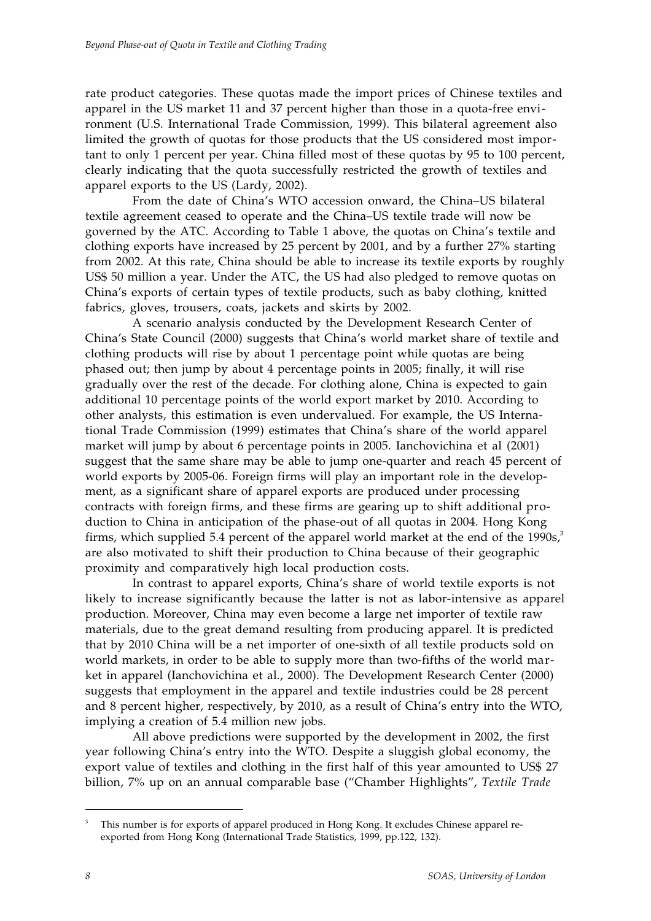rate product categories. These quotas made the import prices of Chinese textiles and apparel in the US market 11 and 37 percent higher than those in a quota-free environment (U.S. International Trade Commission, 1999). This bilateral agreement also limited the growth of quotas for those products that the US considered most important to only 1 percent per year. China filled most of these quotas by 95 to 100 percent, clearly indicating that the quota successfully restricted the growth of textiles and apparel exports to the US (Lardy, 2002).

From the date of China's WTO accession onward, the China–US bilateral textile agreement ceased to operate and the China–US textile trade will now be governed by the ATC. According to Table 1 above, the quotas on China's textile and clothing exports have increased by 25 percent by 2001, and by a further 27% starting from 2002. At this rate, China should be able to increase its textile exports by roughly US$ 50 million a year. Under the ATC, the US had also pledged to remove quotas on China's exports of certain types of textile products, such as baby clothing, knitted fabrics, gloves, trousers, coats, jackets and skirts by 2002.

A scenario analysis conducted by the Development Research Center of China's State Council (2000) suggests that China's world market share of textile and clothing products will rise by about 1 percentage point while quotas are being phased out; then jump by about 4 percentage points in 2005; finally, it will rise gradually over the rest of the decade. For clothing alone, China is expected to gain additional 10 percentage points of the world export market by 2010. According to other analysts, this estimation is even undervalued. For example, the US International Trade Commission (1999) estimates that China's share of the world apparel market will jump by about 6 percentage points in 2005. Ianchovichina et al (2001) suggest that the same share may be able to jump one-quarter and reach 45 percent of world exports by 2005-06. Foreign firms will play an important role in the development, as a significant share of apparel exports are produced under processing contracts with foreign firms, and these firms are gearing up to shift additional production to China in anticipation of the phase-out of all quotas in 2004. Hong Kong firms, which supplied 5.4 percent of the apparel world market at the end of the 1990s,[3] are also motivated to shift their production to China because of their geographic proximity and comparatively high local production costs.

In contrast to apparel exports, China's share of world textile exports is not likely to increase significantly because the latter is not as labor-intensive as apparel production. Moreover, China may even become a large net importer of textile raw materials, due to the great demand resulting from producing apparel. It is predicted that by 2010 China will be a net importer of one-sixth of all textile products sold on world markets, in order to be able to supply more than two-fifths of the world market in apparel (Ianchovichina et al., 2000). The Development Research Center (2000) suggests that employment in the apparel and textile industries could be 28 percent and 8 percent higher, respectively, by 2010, as a result of China's entry into the WTO, implying a creation of 5.4 million new jobs.

All above predictions were supported by the development in 2002, the first year following China's entry into the WTO. Despite a sluggish global economy, the export value of textiles and clothing in the first half of this year amounted to US$ 27 billion, 7% up on an annual comparable base ("Chamber Highlights", *Textile Trade*

[3] This number is for exports of apparel produced in Hong Kong. It excludes Chinese apparel re-exported from Hong Kong (International Trade Statistics, 1999, pp.122, 132).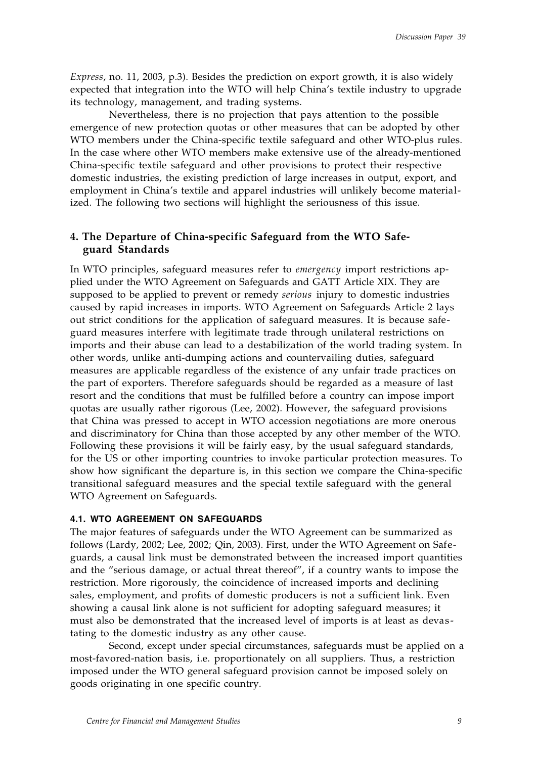*Express*, no. 11, 2003, p.3). Besides the prediction on export growth, it is also widely expected that integration into the WTO will help China's textile industry to upgrade its technology, management, and trading systems.

Nevertheless, there is no projection that pays attention to the possible emergence of new protection quotas or other measures that can be adopted by other WTO members under the China-specific textile safeguard and other WTO-plus rules. In the case where other WTO members make extensive use of the already-mentioned China-specific textile safeguard and other provisions to protect their respective domestic industries, the existing prediction of large increases in output, export, and employment in China's textile and apparel industries will unlikely become materialized. The following two sections will highlight the seriousness of this issue.

## 4. The Departure of China-specific Safeguard from the WTO Safeguard Standards

In WTO principles, safeguard measures refer to *emergency* import restrictions applied under the WTO Agreement on Safeguards and GATT Article XIX. They are supposed to be applied to prevent or remedy *serious* injury to domestic industries caused by rapid increases in imports. WTO Agreement on Safeguards Article 2 lays out strict conditions for the application of safeguard measures. It is because safeguard measures interfere with legitimate trade through unilateral restrictions on imports and their abuse can lead to a destabilization of the world trading system. In other words, unlike anti-dumping actions and countervailing duties, safeguard measures are applicable regardless of the existence of any unfair trade practices on the part of exporters. Therefore safeguards should be regarded as a measure of last resort and the conditions that must be fulfilled before a country can impose import quotas are usually rather rigorous (Lee, 2002). However, the safeguard provisions that China was pressed to accept in WTO accession negotiations are more onerous and discriminatory for China than those accepted by any other member of the WTO. Following these provisions it will be fairly easy, by the usual safeguard standards, for the US or other importing countries to invoke particular protection measures. To show how significant the departure is, in this section we compare the China-specific transitional safeguard measures and the special textile safeguard with the general WTO Agreement on Safeguards.

### 4.1. WTO AGREEMENT ON SAFEGUARDS

The major features of safeguards under the WTO Agreement can be summarized as follows (Lardy, 2002; Lee, 2002; Qin, 2003). First, under the WTO Agreement on Safeguards, a causal link must be demonstrated between the increased import quantities and the "serious damage, or actual threat thereof", if a country wants to impose the restriction. More rigorously, the coincidence of increased imports and declining sales, employment, and profits of domestic producers is not a sufficient link. Even showing a causal link alone is not sufficient for adopting safeguard measures; it must also be demonstrated that the increased level of imports is at least as devastating to the domestic industry as any other cause.

Second, except under special circumstances, safeguards must be applied on a most-favored-nation basis, i.e. proportionately on all suppliers. Thus, a restriction imposed under the WTO general safeguard provision cannot be imposed solely on goods originating in one specific country.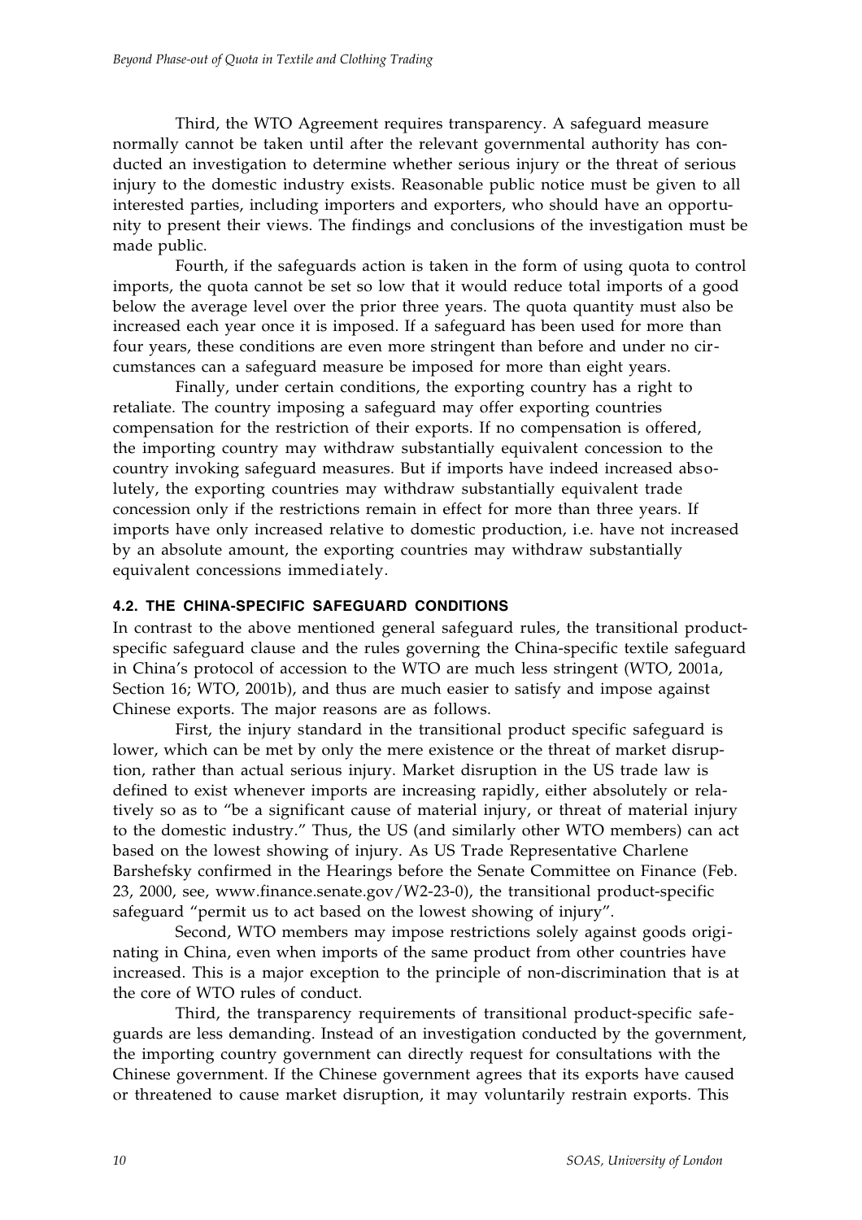Third, the WTO Agreement requires transparency. A safeguard measure normally cannot be taken until after the relevant governmental authority has conducted an investigation to determine whether serious injury or the threat of serious injury to the domestic industry exists. Reasonable public notice must be given to all interested parties, including importers and exporters, who should have an opportunity to present their views. The findings and conclusions of the investigation must be made public.

Fourth, if the safeguards action is taken in the form of using quota to control imports, the quota cannot be set so low that it would reduce total imports of a good below the average level over the prior three years. The quota quantity must also be increased each year once it is imposed. If a safeguard has been used for more than four years, these conditions are even more stringent than before and under no circumstances can a safeguard measure be imposed for more than eight years.

Finally, under certain conditions, the exporting country has a right to retaliate. The country imposing a safeguard may offer exporting countries compensation for the restriction of their exports. If no compensation is offered, the importing country may withdraw substantially equivalent concession to the country invoking safeguard measures. But if imports have indeed increased absolutely, the exporting countries may withdraw substantially equivalent trade concession only if the restrictions remain in effect for more than three years. If imports have only increased relative to domestic production, i.e. have not increased by an absolute amount, the exporting countries may withdraw substantially equivalent concessions immediately.

#### 4.2. THE CHINA-SPECIFIC SAFEGUARD CONDITIONS

In contrast to the above mentioned general safeguard rules, the transitional product-specific safeguard clause and the rules governing the China-specific textile safeguard in China's protocol of accession to the WTO are much less stringent (WTO, 2001a, Section 16; WTO, 2001b), and thus are much easier to satisfy and impose against Chinese exports. The major reasons are as follows.

First, the injury standard in the transitional product specific safeguard is lower, which can be met by only the mere existence or the threat of market disruption, rather than actual serious injury. Market disruption in the US trade law is defined to exist whenever imports are increasing rapidly, either absolutely or relatively so as to "be a significant cause of material injury, or threat of material injury to the domestic industry." Thus, the US (and similarly other WTO members) can act based on the lowest showing of injury. As US Trade Representative Charlene Barshefsky confirmed in the Hearings before the Senate Committee on Finance (Feb. 23, 2000, see, www.finance.senate.gov/W2-23-0), the transitional product-specific safeguard "permit us to act based on the lowest showing of injury".

Second, WTO members may impose restrictions solely against goods originating in China, even when imports of the same product from other countries have increased. This is a major exception to the principle of non-discrimination that is at the core of WTO rules of conduct.

Third, the transparency requirements of transitional product-specific safeguards are less demanding. Instead of an investigation conducted by the government, the importing country government can directly request for consultations with the Chinese government. If the Chinese government agrees that its exports have caused or threatened to cause market disruption, it may voluntarily restrain exports. This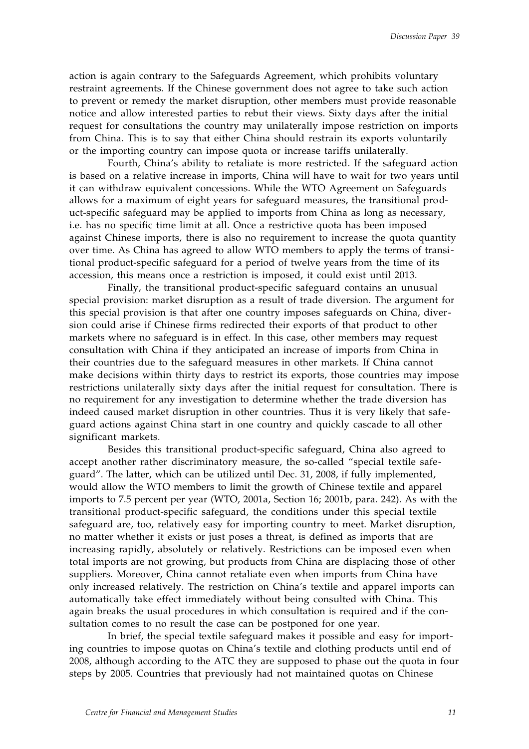action is again contrary to the Safeguards Agreement, which prohibits voluntary restraint agreements. If the Chinese government does not agree to take such action to prevent or remedy the market disruption, other members must provide reasonable notice and allow interested parties to rebut their views. Sixty days after the initial request for consultations the country may unilaterally impose restriction on imports from China. This is to say that either China should restrain its exports voluntarily or the importing country can impose quota or increase tariffs unilaterally.

Fourth, China's ability to retaliate is more restricted. If the safeguard action is based on a relative increase in imports, China will have to wait for two years until it can withdraw equivalent concessions. While the WTO Agreement on Safeguards allows for a maximum of eight years for safeguard measures, the transitional product-specific safeguard may be applied to imports from China as long as necessary, i.e. has no specific time limit at all. Once a restrictive quota has been imposed against Chinese imports, there is also no requirement to increase the quota quantity over time. As China has agreed to allow WTO members to apply the terms of transitional product-specific safeguard for a period of twelve years from the time of its accession, this means once a restriction is imposed, it could exist until 2013.

Finally, the transitional product-specific safeguard contains an unusual special provision: market disruption as a result of trade diversion. The argument for this special provision is that after one country imposes safeguards on China, diversion could arise if Chinese firms redirected their exports of that product to other markets where no safeguard is in effect. In this case, other members may request consultation with China if they anticipated an increase of imports from China in their countries due to the safeguard measures in other markets. If China cannot make decisions within thirty days to restrict its exports, those countries may impose restrictions unilaterally sixty days after the initial request for consultation. There is no requirement for any investigation to determine whether the trade diversion has indeed caused market disruption in other countries. Thus it is very likely that safeguard actions against China start in one country and quickly cascade to all other significant markets.

Besides this transitional product-specific safeguard, China also agreed to accept another rather discriminatory measure, the so-called "special textile safeguard". The latter, which can be utilized until Dec. 31, 2008, if fully implemented, would allow the WTO members to limit the growth of Chinese textile and apparel imports to 7.5 percent per year (WTO, 2001a, Section 16; 2001b, para. 242). As with the transitional product-specific safeguard, the conditions under this special textile safeguard are, too, relatively easy for importing country to meet. Market disruption, no matter whether it exists or just poses a threat, is defined as imports that are increasing rapidly, absolutely or relatively. Restrictions can be imposed even when total imports are not growing, but products from China are displacing those of other suppliers. Moreover, China cannot retaliate even when imports from China have only increased relatively. The restriction on China's textile and apparel imports can automatically take effect immediately without being consulted with China. This again breaks the usual procedures in which consultation is required and if the consultation comes to no result the case can be postponed for one year.

In brief, the special textile safeguard makes it possible and easy for importing countries to impose quotas on China's textile and clothing products until end of 2008, although according to the ATC they are supposed to phase out the quota in four steps by 2005. Countries that previously had not maintained quotas on Chinese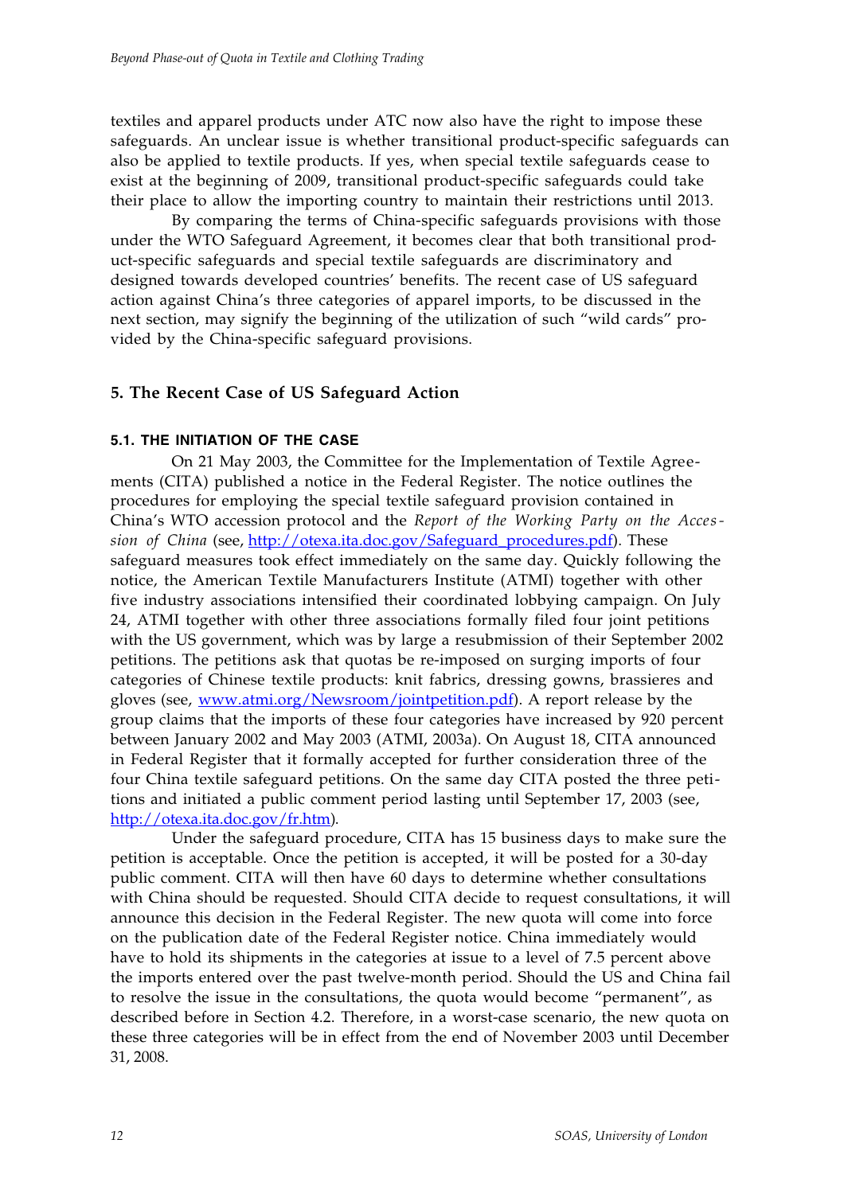textiles and apparel products under ATC now also have the right to impose these safeguards. An unclear issue is whether transitional product-specific safeguards can also be applied to textile products. If yes, when special textile safeguards cease to exist at the beginning of 2009, transitional product-specific safeguards could take their place to allow the importing country to maintain their restrictions until 2013.

By comparing the terms of China-specific safeguards provisions with those under the WTO Safeguard Agreement, it becomes clear that both transitional product-specific safeguards and special textile safeguards are discriminatory and designed towards developed countries' benefits. The recent case of US safeguard action against China's three categories of apparel imports, to be discussed in the next section, may signify the beginning of the utilization of such "wild cards" provided by the China-specific safeguard provisions.

## 5. The Recent Case of US Safeguard Action

### 5.1. THE INITIATION OF THE CASE

On 21 May 2003, the Committee for the Implementation of Textile Agreements (CITA) published a notice in the Federal Register. The notice outlines the procedures for employing the special textile safeguard provision contained in China's WTO accession protocol and the *Report of the Working Party on the Accession of China* (see, http://otexa.ita.doc.gov/Safeguard_procedures.pdf). These safeguard measures took effect immediately on the same day. Quickly following the notice, the American Textile Manufacturers Institute (ATMI) together with other five industry associations intensified their coordinated lobbying campaign. On July 24, ATMI together with other three associations formally filed four joint petitions with the US government, which was by large a resubmission of their September 2002 petitions. The petitions ask that quotas be re-imposed on surging imports of four categories of Chinese textile products: knit fabrics, dressing gowns, brassieres and gloves (see, www.atmi.org/Newsroom/jointpetition.pdf). A report release by the group claims that the imports of these four categories have increased by 920 percent between January 2002 and May 2003 (ATMI, 2003a). On August 18, CITA announced in Federal Register that it formally accepted for further consideration three of the four China textile safeguard petitions. On the same day CITA posted the three petitions and initiated a public comment period lasting until September 17, 2003 (see, http://otexa.ita.doc.gov/fr.htm).

Under the safeguard procedure, CITA has 15 business days to make sure the petition is acceptable. Once the petition is accepted, it will be posted for a 30-day public comment. CITA will then have 60 days to determine whether consultations with China should be requested. Should CITA decide to request consultations, it will announce this decision in the Federal Register. The new quota will come into force on the publication date of the Federal Register notice. China immediately would have to hold its shipments in the categories at issue to a level of 7.5 percent above the imports entered over the past twelve-month period. Should the US and China fail to resolve the issue in the consultations, the quota would become "permanent", as described before in Section 4.2. Therefore, in a worst-case scenario, the new quota on these three categories will be in effect from the end of November 2003 until December 31, 2008.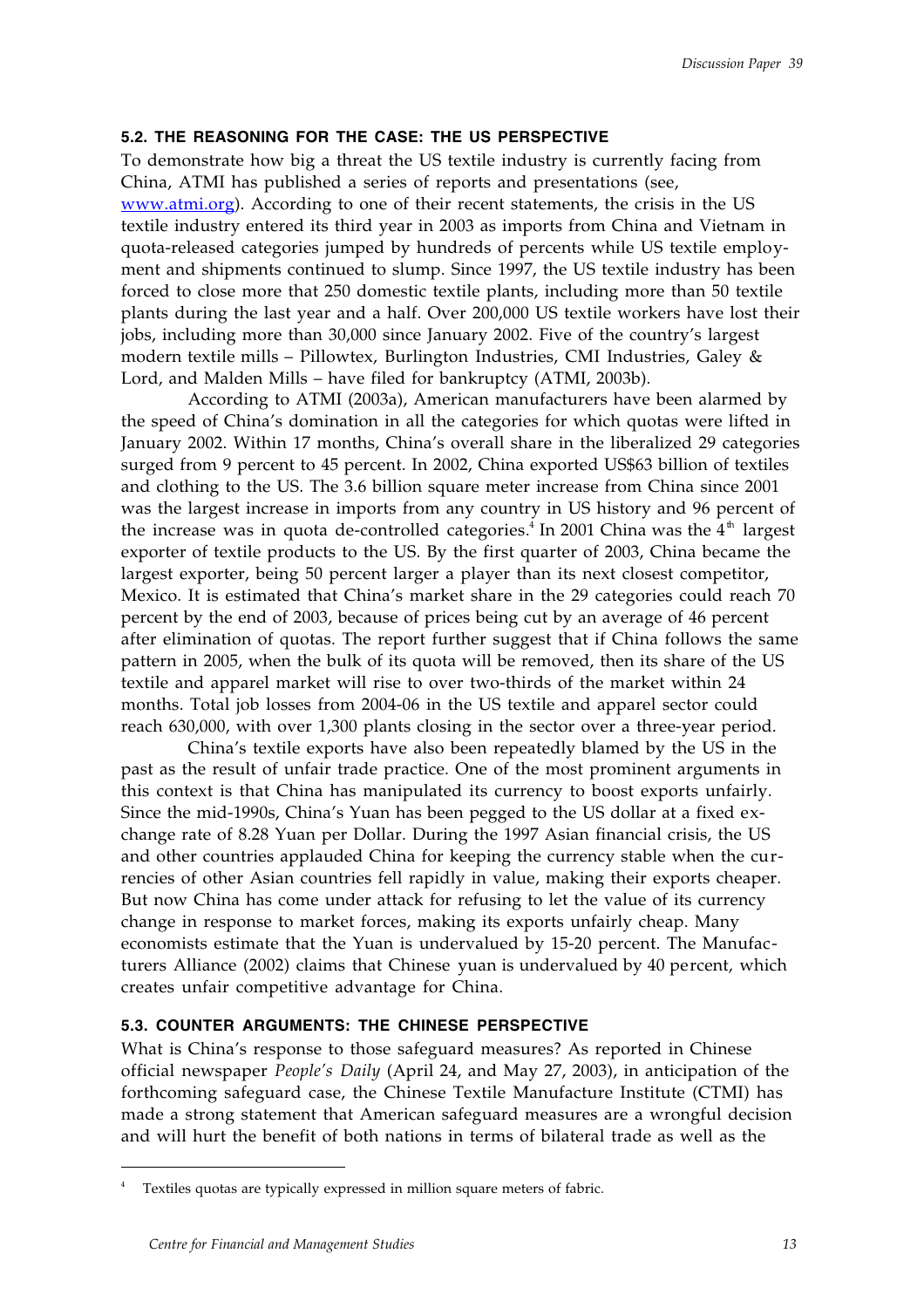### 5.2. THE REASONING FOR THE CASE: THE US PERSPECTIVE

To demonstrate how big a threat the US textile industry is currently facing from China, ATMI has published a series of reports and presentations (see, www.atmi.org). According to one of their recent statements, the crisis in the US textile industry entered its third year in 2003 as imports from China and Vietnam in quota-released categories jumped by hundreds of percents while US textile employment and shipments continued to slump. Since 1997, the US textile industry has been forced to close more that 250 domestic textile plants, including more than 50 textile plants during the last year and a half. Over 200,000 US textile workers have lost their jobs, including more than 30,000 since January 2002. Five of the country's largest modern textile mills – Pillowtex, Burlington Industries, CMI Industries, Galey & Lord, and Malden Mills – have filed for bankruptcy (ATMI, 2003b).

According to ATMI (2003a), American manufacturers have been alarmed by the speed of China's domination in all the categories for which quotas were lifted in January 2002. Within 17 months, China's overall share in the liberalized 29 categories surged from 9 percent to 45 percent. In 2002, China exported US$63 billion of textiles and clothing to the US. The 3.6 billion square meter increase from China since 2001 was the largest increase in imports from any country in US history and 96 percent of the increase was in quota de-controlled categories.[4] In 2001 China was the 4th largest exporter of textile products to the US. By the first quarter of 2003, China became the largest exporter, being 50 percent larger a player than its next closest competitor, Mexico. It is estimated that China's market share in the 29 categories could reach 70 percent by the end of 2003, because of prices being cut by an average of 46 percent after elimination of quotas. The report further suggest that if China follows the same pattern in 2005, when the bulk of its quota will be removed, then its share of the US textile and apparel market will rise to over two-thirds of the market within 24 months. Total job losses from 2004-06 in the US textile and apparel sector could reach 630,000, with over 1,300 plants closing in the sector over a three-year period.

China's textile exports have also been repeatedly blamed by the US in the past as the result of unfair trade practice. One of the most prominent arguments in this context is that China has manipulated its currency to boost exports unfairly. Since the mid-1990s, China's Yuan has been pegged to the US dollar at a fixed exchange rate of 8.28 Yuan per Dollar. During the 1997 Asian financial crisis, the US and other countries applauded China for keeping the currency stable when the currencies of other Asian countries fell rapidly in value, making their exports cheaper. But now China has come under attack for refusing to let the value of its currency change in response to market forces, making its exports unfairly cheap. Many economists estimate that the Yuan is undervalued by 15-20 percent. The Manufacturers Alliance (2002) claims that Chinese yuan is undervalued by 40 percent, which creates unfair competitive advantage for China.

### 5.3. COUNTER ARGUMENTS: THE CHINESE PERSPECTIVE

What is China's response to those safeguard measures? As reported in Chinese official newspaper *People's Daily* (April 24, and May 27, 2003), in anticipation of the forthcoming safeguard case, the Chinese Textile Manufacture Institute (CTMI) has made a strong statement that American safeguard measures are a wrongful decision and will hurt the benefit of both nations in terms of bilateral trade as well as the

---

[4] Textiles quotas are typically expressed in million square meters of fabric.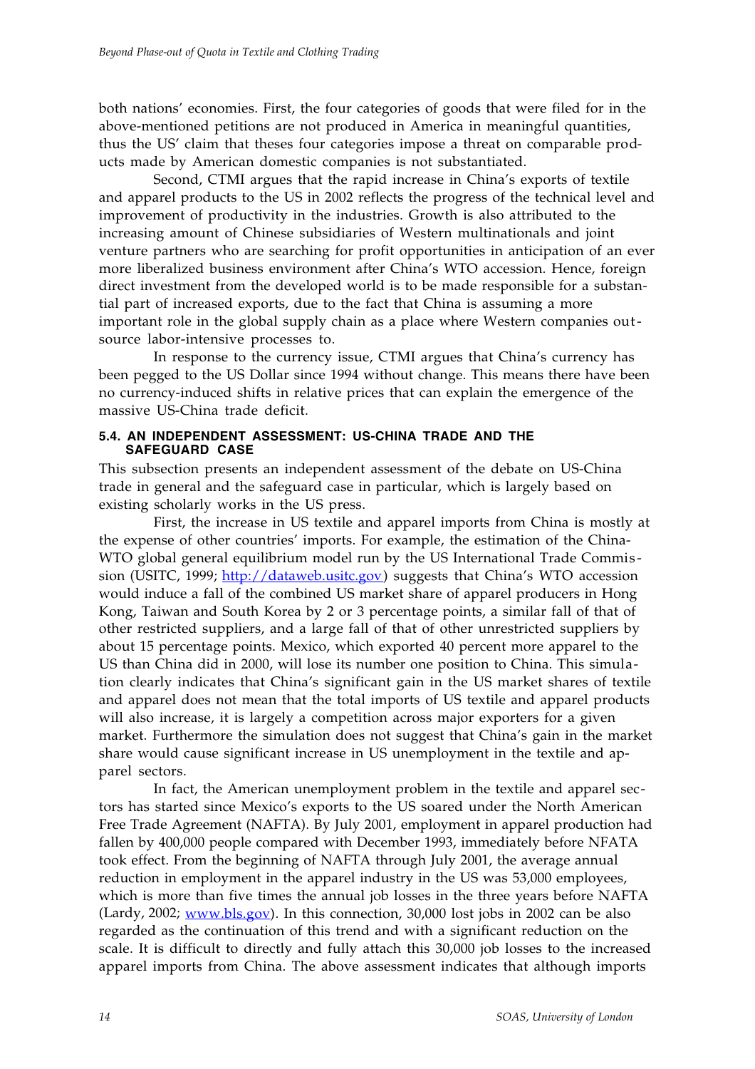both nations' economies. First, the four categories of goods that were filed for in the above-mentioned petitions are not produced in America in meaningful quantities, thus the US' claim that theses four categories impose a threat on comparable products made by American domestic companies is not substantiated.

Second, CTMI argues that the rapid increase in China's exports of textile and apparel products to the US in 2002 reflects the progress of the technical level and improvement of productivity in the industries. Growth is also attributed to the increasing amount of Chinese subsidiaries of Western multinationals and joint venture partners who are searching for profit opportunities in anticipation of an ever more liberalized business environment after China's WTO accession. Hence, foreign direct investment from the developed world is to be made responsible for a substantial part of increased exports, due to the fact that China is assuming a more important role in the global supply chain as a place where Western companies outsource labor-intensive processes to.

In response to the currency issue, CTMI argues that China's currency has been pegged to the US Dollar since 1994 without change. This means there have been no currency-induced shifts in relative prices that can explain the emergence of the massive US-China trade deficit.

#### 5.4. AN INDEPENDENT ASSESSMENT: US-CHINA TRADE AND THE SAFEGUARD CASE

This subsection presents an independent assessment of the debate on US-China trade in general and the safeguard case in particular, which is largely based on existing scholarly works in the US press.

First, the increase in US textile and apparel imports from China is mostly at the expense of other countries' imports. For example, the estimation of the China-WTO global general equilibrium model run by the US International Trade Commission (USITC, 1999; http://dataweb.usitc.gov) suggests that China's WTO accession would induce a fall of the combined US market share of apparel producers in Hong Kong, Taiwan and South Korea by 2 or 3 percentage points, a similar fall of that of other restricted suppliers, and a large fall of that of other unrestricted suppliers by about 15 percentage points. Mexico, which exported 40 percent more apparel to the US than China did in 2000, will lose its number one position to China. This simulation clearly indicates that China's significant gain in the US market shares of textile and apparel does not mean that the total imports of US textile and apparel products will also increase, it is largely a competition across major exporters for a given market. Furthermore the simulation does not suggest that China's gain in the market share would cause significant increase in US unemployment in the textile and apparel sectors.

In fact, the American unemployment problem in the textile and apparel sectors has started since Mexico's exports to the US soared under the North American Free Trade Agreement (NAFTA). By July 2001, employment in apparel production had fallen by 400,000 people compared with December 1993, immediately before NFATA took effect. From the beginning of NAFTA through July 2001, the average annual reduction in employment in the apparel industry in the US was 53,000 employees, which is more than five times the annual job losses in the three years before NAFTA (Lardy, 2002; www.bls.gov). In this connection, 30,000 lost jobs in 2002 can be also regarded as the continuation of this trend and with a significant reduction on the scale. It is difficult to directly and fully attach this 30,000 job losses to the increased apparel imports from China. The above assessment indicates that although imports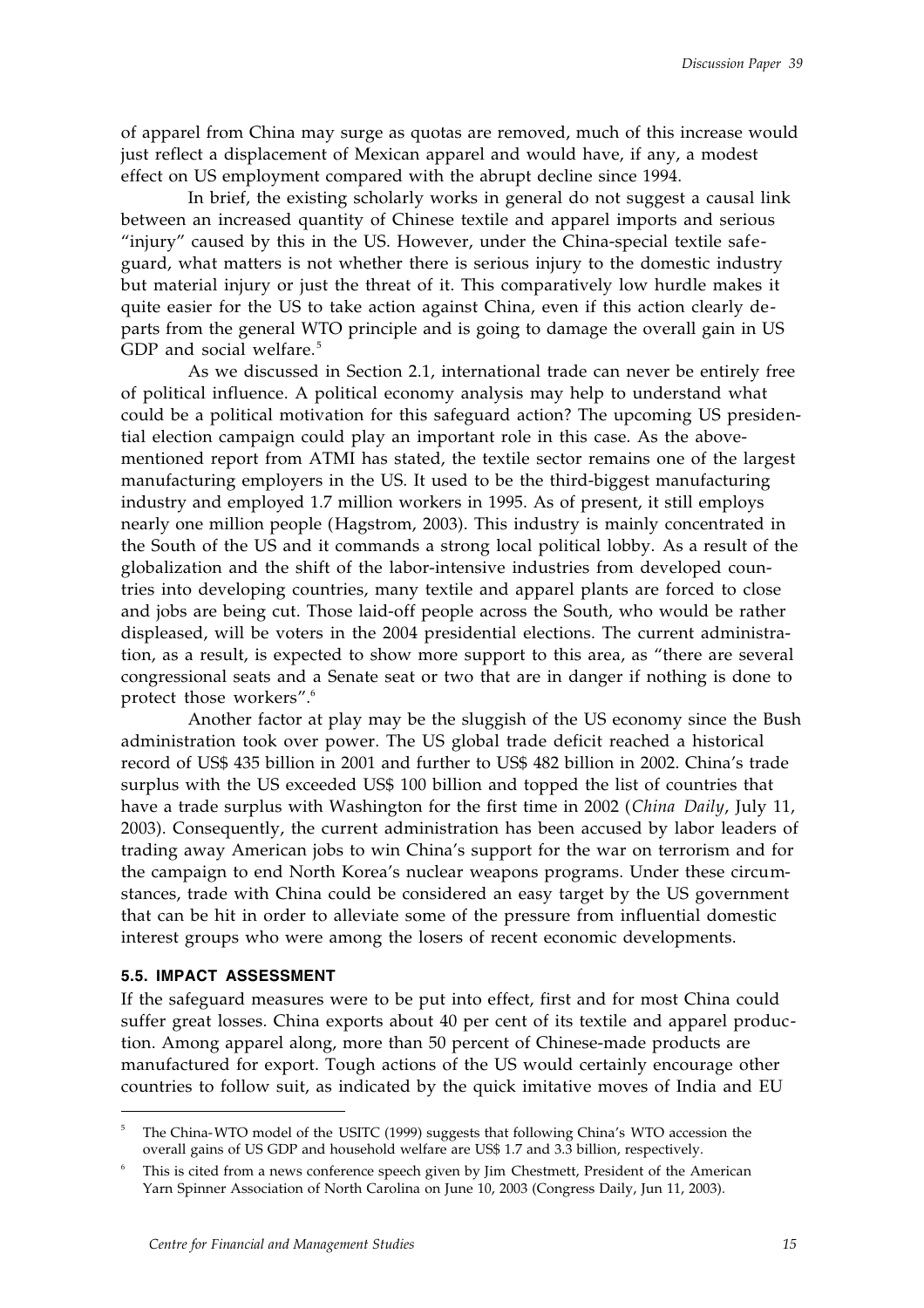of apparel from China may surge as quotas are removed, much of this increase would just reflect a displacement of Mexican apparel and would have, if any, a modest effect on US employment compared with the abrupt decline since 1994.

In brief, the existing scholarly works in general do not suggest a causal link between an increased quantity of Chinese textile and apparel imports and serious "injury" caused by this in the US. However, under the China-special textile safeguard, what matters is not whether there is serious injury to the domestic industry but material injury or just the threat of it. This comparatively low hurdle makes it quite easier for the US to take action against China, even if this action clearly departs from the general WTO principle and is going to damage the overall gain in US GDP and social welfare.[5]

As we discussed in Section 2.1, international trade can never be entirely free of political influence. A political economy analysis may help to understand what could be a political motivation for this safeguard action? The upcoming US presidential election campaign could play an important role in this case. As the above-mentioned report from ATMI has stated, the textile sector remains one of the largest manufacturing employers in the US. It used to be the third-biggest manufacturing industry and employed 1.7 million workers in 1995. As of present, it still employs nearly one million people (Hagstrom, 2003). This industry is mainly concentrated in the South of the US and it commands a strong local political lobby. As a result of the globalization and the shift of the labor-intensive industries from developed countries into developing countries, many textile and apparel plants are forced to close and jobs are being cut. Those laid-off people across the South, who would be rather displeased, will be voters in the 2004 presidential elections. The current administration, as a result, is expected to show more support to this area, as "there are several congressional seats and a Senate seat or two that are in danger if nothing is done to protect those workers".[6]

Another factor at play may be the sluggish of the US economy since the Bush administration took over power. The US global trade deficit reached a historical record of US$ 435 billion in 2001 and further to US$ 482 billion in 2002. China's trade surplus with the US exceeded US$ 100 billion and topped the list of countries that have a trade surplus with Washington for the first time in 2002 (*China Daily*, July 11, 2003). Consequently, the current administration has been accused by labor leaders of trading away American jobs to win China's support for the war on terrorism and for the campaign to end North Korea's nuclear weapons programs. Under these circumstances, trade with China could be considered an easy target by the US government that can be hit in order to alleviate some of the pressure from influential domestic interest groups who were among the losers of recent economic developments.

### 5.5. IMPACT ASSESSMENT

If the safeguard measures were to be put into effect, first and for most China could suffer great losses. China exports about 40 per cent of its textile and apparel production. Among apparel along, more than 50 percent of Chinese-made products are manufactured for export. Tough actions of the US would certainly encourage other countries to follow suit, as indicated by the quick imitative moves of India and EU

---

[5] The China-WTO model of the USITC (1999) suggests that following China's WTO accession the overall gains of US GDP and household welfare are US$ 1.7 and 3.3 billion, respectively.

[6] This is cited from a news conference speech given by Jim Chestmett, President of the American Yarn Spinner Association of North Carolina on June 10, 2003 (Congress Daily, Jun 11, 2003).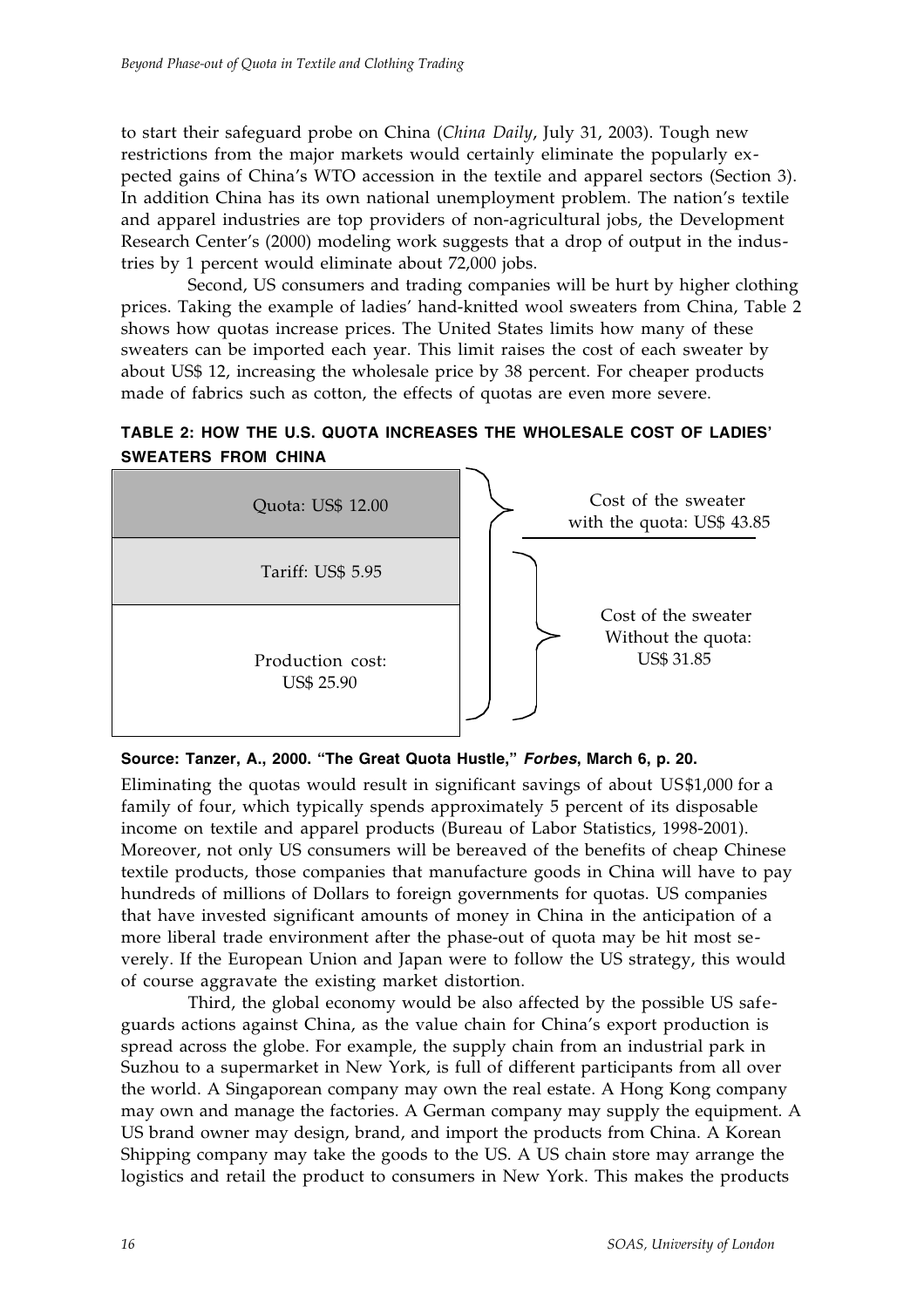to start their safeguard probe on China (*China Daily*, July 31, 2003). Tough new restrictions from the major markets would certainly eliminate the popularly expected gains of China's WTO accession in the textile and apparel sectors (Section 3). In addition China has its own national unemployment problem. The nation's textile and apparel industries are top providers of non-agricultural jobs, the Development Research Center's (2000) modeling work suggests that a drop of output in the industries by 1 percent would eliminate about 72,000 jobs.

Second, US consumers and trading companies will be hurt by higher clothing prices. Taking the example of ladies' hand-knitted wool sweaters from China, Table 2 shows how quotas increase prices. The United States limits how many of these sweaters can be imported each year. This limit raises the cost of each sweater by about US$ 12, increasing the wholesale price by 38 percent. For cheaper products made of fabrics such as cotton, the effects of quotas are even more severe.

**TABLE 2: HOW THE U.S. QUOTA INCREASES THE WHOLESALE COST OF LADIES' SWEATERS FROM CHINA**

| Cost component | |
|---|---|
| Quota: US$ 12.00 | Cost of the sweater with the quota: US$ 43.85 |
| Tariff: US$ 5.95 | Cost of the sweater Without the quota: US$ 31.85 |
| Production cost: US$ 25.90 | |

**Source: Tanzer, A., 2000. "The Great Quota Hustle,"** ***Forbes*****, March 6, p. 20.**

Eliminating the quotas would result in significant savings of about US$1,000 for a family of four, which typically spends approximately 5 percent of its disposable income on textile and apparel products (Bureau of Labor Statistics, 1998-2001). Moreover, not only US consumers will be bereaved of the benefits of cheap Chinese textile products, those companies that manufacture goods in China will have to pay hundreds of millions of Dollars to foreign governments for quotas. US companies that have invested significant amounts of money in China in the anticipation of a more liberal trade environment after the phase-out of quota may be hit most severely. If the European Union and Japan were to follow the US strategy, this would of course aggravate the existing market distortion.

Third, the global economy would be also affected by the possible US safeguards actions against China, as the value chain for China's export production is spread across the globe. For example, the supply chain from an industrial park in Suzhou to a supermarket in New York, is full of different participants from all over the world. A Singaporean company may own the real estate. A Hong Kong company may own and manage the factories. A German company may supply the equipment. A US brand owner may design, brand, and import the products from China. A Korean Shipping company may take the goods to the US. A US chain store may arrange the logistics and retail the product to consumers in New York. This makes the products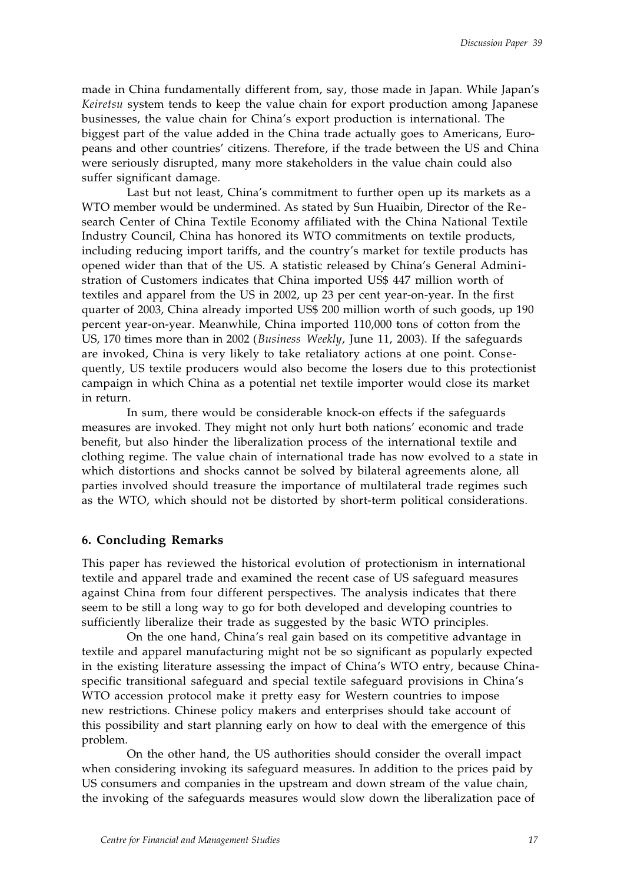made in China fundamentally different from, say, those made in Japan. While Japan's *Keiretsu* system tends to keep the value chain for export production among Japanese businesses, the value chain for China's export production is international. The biggest part of the value added in the China trade actually goes to Americans, Europeans and other countries' citizens. Therefore, if the trade between the US and China were seriously disrupted, many more stakeholders in the value chain could also suffer significant damage.

Last but not least, China's commitment to further open up its markets as a WTO member would be undermined. As stated by Sun Huaibin, Director of the Research Center of China Textile Economy affiliated with the China National Textile Industry Council, China has honored its WTO commitments on textile products, including reducing import tariffs, and the country's market for textile products has opened wider than that of the US. A statistic released by China's General Administration of Customers indicates that China imported US$ 447 million worth of textiles and apparel from the US in 2002, up 23 per cent year-on-year. In the first quarter of 2003, China already imported US$ 200 million worth of such goods, up 190 percent year-on-year. Meanwhile, China imported 110,000 tons of cotton from the US, 170 times more than in 2002 (*Business Weekly*, June 11, 2003). If the safeguards are invoked, China is very likely to take retaliatory actions at one point. Consequently, US textile producers would also become the losers due to this protectionist campaign in which China as a potential net textile importer would close its market in return.

In sum, there would be considerable knock-on effects if the safeguards measures are invoked. They might not only hurt both nations' economic and trade benefit, but also hinder the liberalization process of the international textile and clothing regime. The value chain of international trade has now evolved to a state in which distortions and shocks cannot be solved by bilateral agreements alone, all parties involved should treasure the importance of multilateral trade regimes such as the WTO, which should not be distorted by short-term political considerations.

## 6. Concluding Remarks

This paper has reviewed the historical evolution of protectionism in international textile and apparel trade and examined the recent case of US safeguard measures against China from four different perspectives. The analysis indicates that there seem to be still a long way to go for both developed and developing countries to sufficiently liberalize their trade as suggested by the basic WTO principles.

On the one hand, China's real gain based on its competitive advantage in textile and apparel manufacturing might not be so significant as popularly expected in the existing literature assessing the impact of China's WTO entry, because China-specific transitional safeguard and special textile safeguard provisions in China's WTO accession protocol make it pretty easy for Western countries to impose new restrictions. Chinese policy makers and enterprises should take account of this possibility and start planning early on how to deal with the emergence of this problem.

On the other hand, the US authorities should consider the overall impact when considering invoking its safeguard measures. In addition to the prices paid by US consumers and companies in the upstream and down stream of the value chain, the invoking of the safeguards measures would slow down the liberalization pace of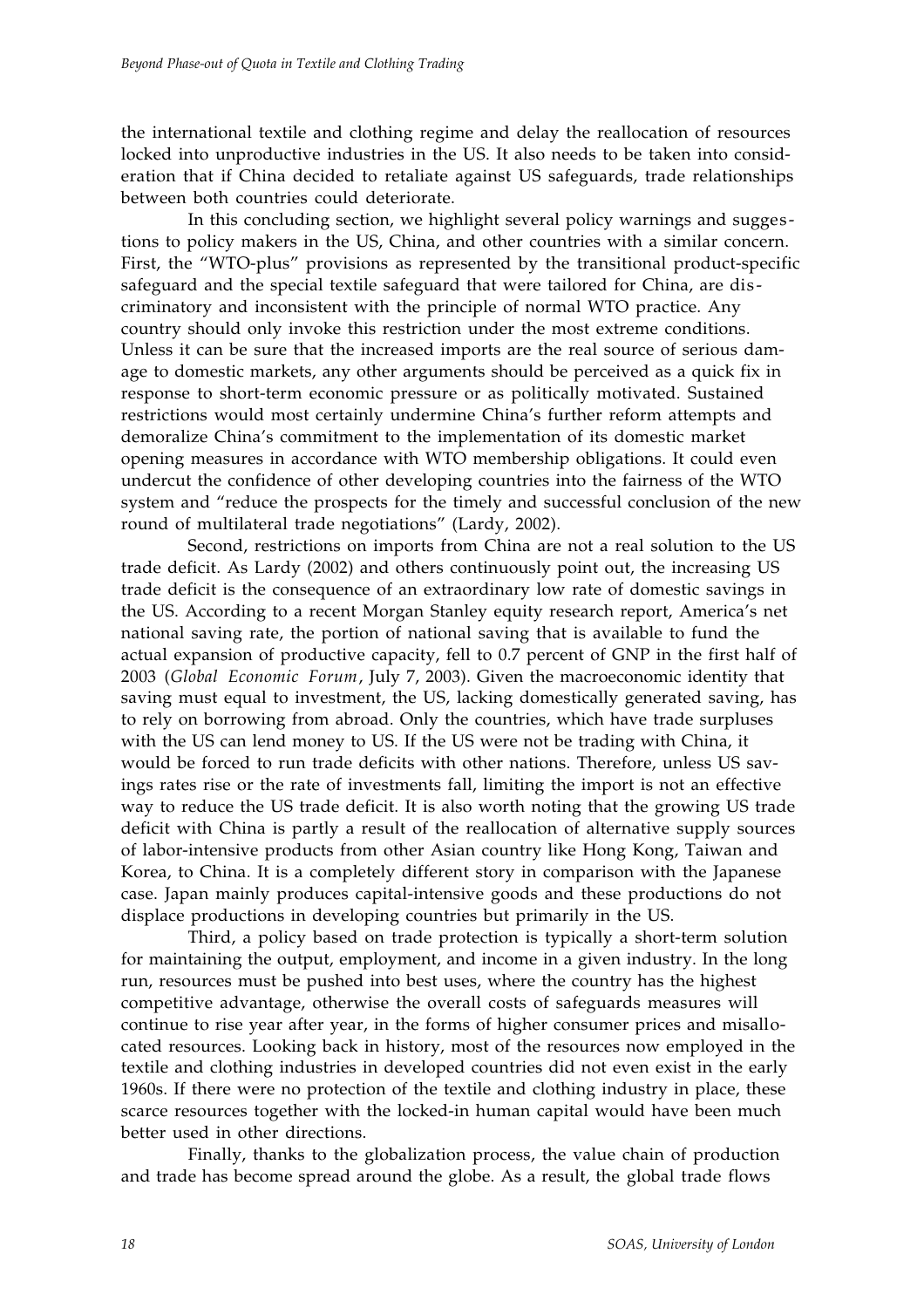the international textile and clothing regime and delay the reallocation of resources locked into unproductive industries in the US. It also needs to be taken into consideration that if China decided to retaliate against US safeguards, trade relationships between both countries could deteriorate.

In this concluding section, we highlight several policy warnings and suggestions to policy makers in the US, China, and other countries with a similar concern. First, the "WTO-plus" provisions as represented by the transitional product-specific safeguard and the special textile safeguard that were tailored for China, are discriminatory and inconsistent with the principle of normal WTO practice. Any country should only invoke this restriction under the most extreme conditions. Unless it can be sure that the increased imports are the real source of serious damage to domestic markets, any other arguments should be perceived as a quick fix in response to short-term economic pressure or as politically motivated. Sustained restrictions would most certainly undermine China's further reform attempts and demoralize China's commitment to the implementation of its domestic market opening measures in accordance with WTO membership obligations. It could even undercut the confidence of other developing countries into the fairness of the WTO system and "reduce the prospects for the timely and successful conclusion of the new round of multilateral trade negotiations" (Lardy, 2002).

Second, restrictions on imports from China are not a real solution to the US trade deficit. As Lardy (2002) and others continuously point out, the increasing US trade deficit is the consequence of an extraordinary low rate of domestic savings in the US. According to a recent Morgan Stanley equity research report, America's net national saving rate, the portion of national saving that is available to fund the actual expansion of productive capacity, fell to 0.7 percent of GNP in the first half of 2003 (*Global Economic Forum*, July 7, 2003). Given the macroeconomic identity that saving must equal to investment, the US, lacking domestically generated saving, has to rely on borrowing from abroad. Only the countries, which have trade surpluses with the US can lend money to US. If the US were not be trading with China, it would be forced to run trade deficits with other nations. Therefore, unless US savings rates rise or the rate of investments fall, limiting the import is not an effective way to reduce the US trade deficit. It is also worth noting that the growing US trade deficit with China is partly a result of the reallocation of alternative supply sources of labor-intensive products from other Asian country like Hong Kong, Taiwan and Korea, to China. It is a completely different story in comparison with the Japanese case. Japan mainly produces capital-intensive goods and these productions do not displace productions in developing countries but primarily in the US.

Third, a policy based on trade protection is typically a short-term solution for maintaining the output, employment, and income in a given industry. In the long run, resources must be pushed into best uses, where the country has the highest competitive advantage, otherwise the overall costs of safeguards measures will continue to rise year after year, in the forms of higher consumer prices and misallocated resources. Looking back in history, most of the resources now employed in the textile and clothing industries in developed countries did not even exist in the early 1960s. If there were no protection of the textile and clothing industry in place, these scarce resources together with the locked-in human capital would have been much better used in other directions.

Finally, thanks to the globalization process, the value chain of production and trade has become spread around the globe. As a result, the global trade flows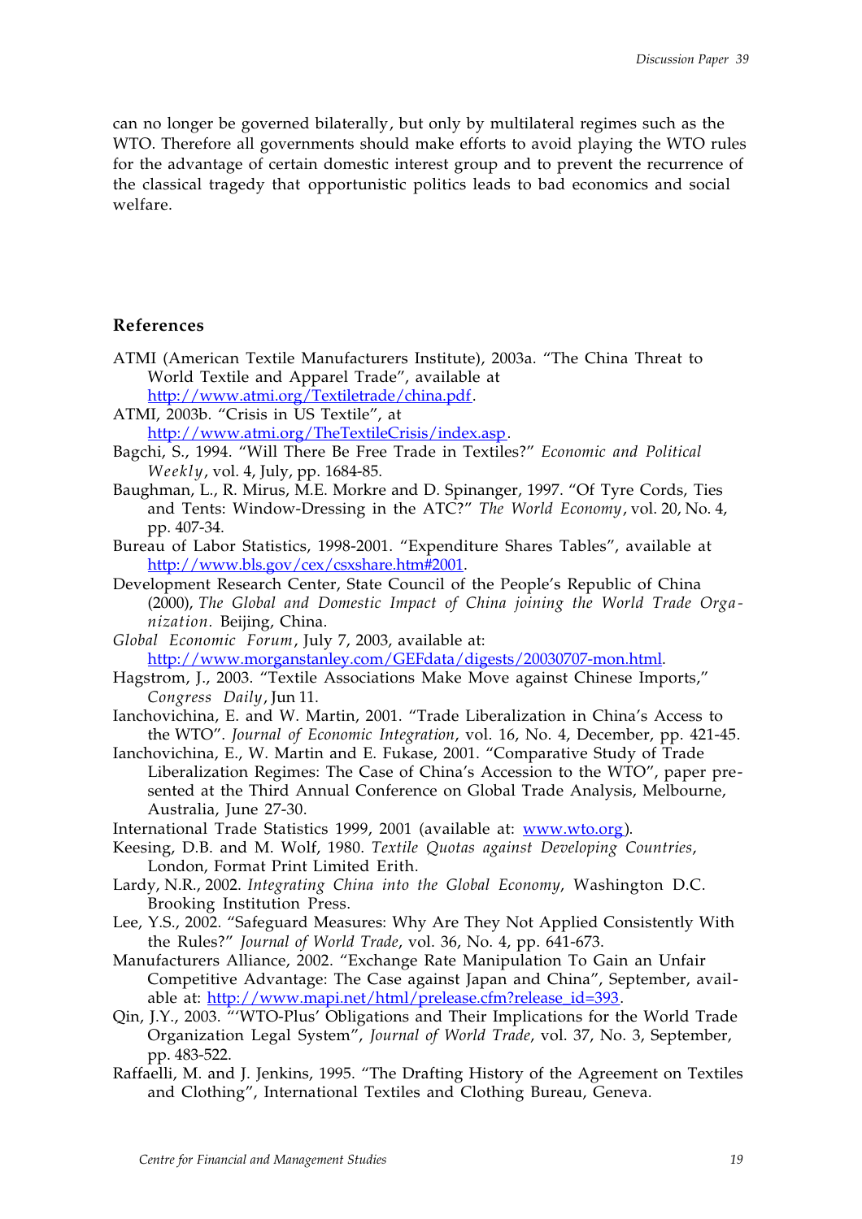can no longer be governed bilaterally, but only by multilateral regimes such as the WTO. Therefore all governments should make efforts to avoid playing the WTO rules for the advantage of certain domestic interest group and to prevent the recurrence of the classical tragedy that opportunistic politics leads to bad economics and social welfare.

## References

ATMI (American Textile Manufacturers Institute), 2003a. "The China Threat to World Textile and Apparel Trade", available at http://www.atmi.org/Textiletrade/china.pdf.

ATMI, 2003b. "Crisis in US Textile", at http://www.atmi.org/TheTextileCrisis/index.asp.

Bagchi, S., 1994. "Will There Be Free Trade in Textiles?" *Economic and Political Weekly*, vol. 4, July, pp. 1684-85.

Baughman, L., R. Mirus, M.E. Morkre and D. Spinanger, 1997. "Of Tyre Cords, Ties and Tents: Window-Dressing in the ATC?" *The World Economy*, vol. 20, No. 4, pp. 407-34.

Bureau of Labor Statistics, 1998-2001. "Expenditure Shares Tables", available at http://www.bls.gov/cex/csxshare.htm#2001.

Development Research Center, State Council of the People's Republic of China (2000), *The Global and Domestic Impact of China joining the World Trade Organization*. Beijing, China.

*Global Economic Forum*, July 7, 2003, available at: http://www.morganstanley.com/GEFdata/digests/20030707-mon.html.

Hagstrom, J., 2003. "Textile Associations Make Move against Chinese Imports," *Congress Daily*, Jun 11.

Ianchovichina, E. and W. Martin, 2001. "Trade Liberalization in China's Access to the WTO". *Journal of Economic Integration*, vol. 16, No. 4, December, pp. 421-45.

Ianchovichina, E., W. Martin and E. Fukase, 2001. "Comparative Study of Trade Liberalization Regimes: The Case of China's Accession to the WTO", paper presented at the Third Annual Conference on Global Trade Analysis, Melbourne, Australia, June 27-30.

International Trade Statistics 1999, 2001 (available at: www.wto.org).

Keesing, D.B. and M. Wolf, 1980. *Textile Quotas against Developing Countries*, London, Format Print Limited Erith.

Lardy, N.R., 2002. *Integrating China into the Global Economy*, Washington D.C. Brooking Institution Press.

Lee, Y.S., 2002. "Safeguard Measures: Why Are They Not Applied Consistently With the Rules?" *Journal of World Trade*, vol. 36, No. 4, pp. 641-673.

Manufacturers Alliance, 2002. "Exchange Rate Manipulation To Gain an Unfair Competitive Advantage: The Case against Japan and China", September, available at: http://www.mapi.net/html/prelease.cfm?release_id=393.

Qin, J.Y., 2003. "'WTO-Plus' Obligations and Their Implications for the World Trade Organization Legal System", *Journal of World Trade*, vol. 37, No. 3, September, pp. 483-522.

Raffaelli, M. and J. Jenkins, 1995. "The Drafting History of the Agreement on Textiles and Clothing", International Textiles and Clothing Bureau, Geneva.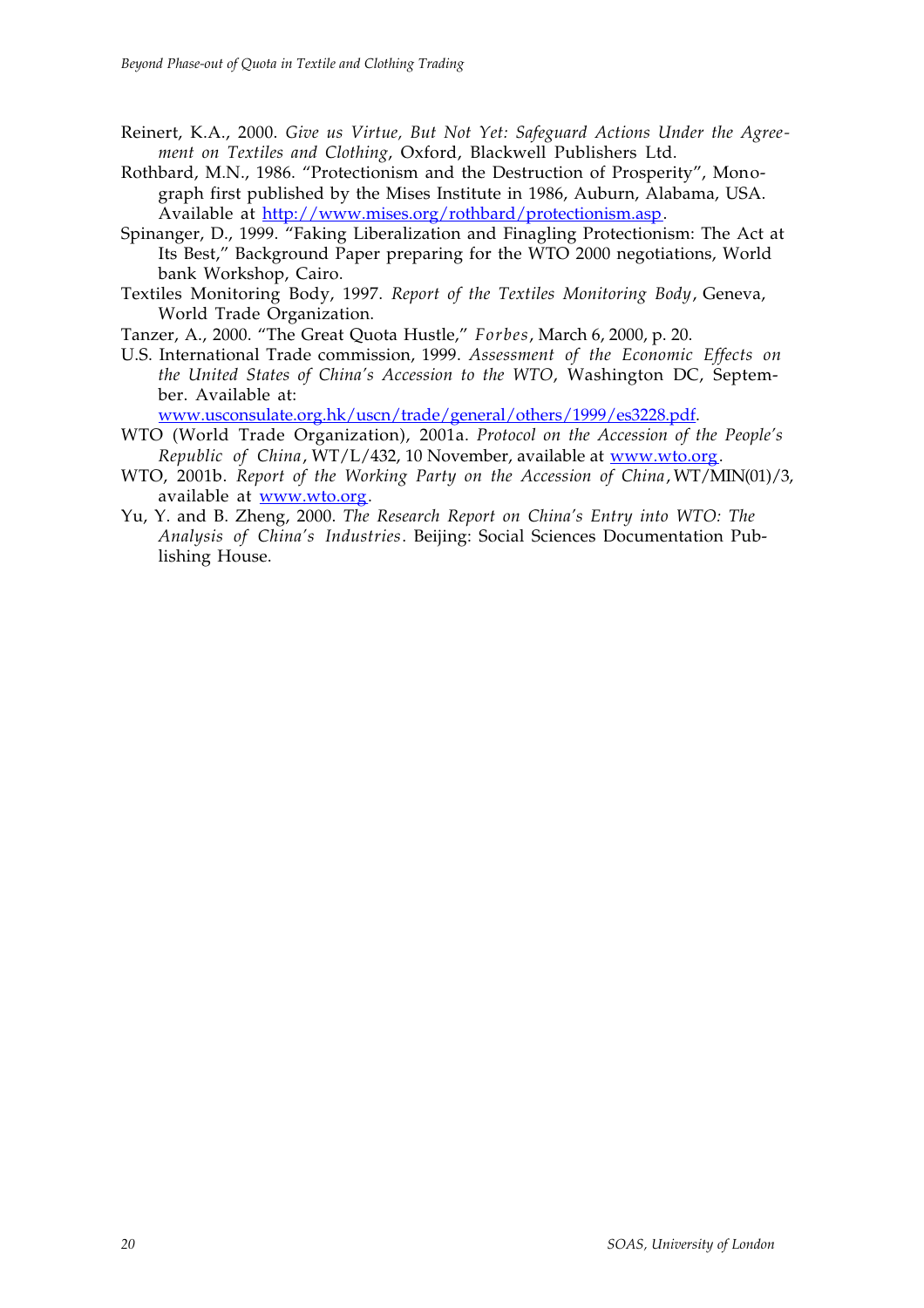Reinert, K.A., 2000. *Give us Virtue, But Not Yet: Safeguard Actions Under the Agreement on Textiles and Clothing*, Oxford, Blackwell Publishers Ltd.

Rothbard, M.N., 1986. "Protectionism and the Destruction of Prosperity", Monograph first published by the Mises Institute in 1986, Auburn, Alabama, USA. Available at http://www.mises.org/rothbard/protectionism.asp.

Spinanger, D., 1999. "Faking Liberalization and Finagling Protectionism: The Act at Its Best," Background Paper preparing for the WTO 2000 negotiations, World bank Workshop, Cairo.

Textiles Monitoring Body, 1997. *Report of the Textiles Monitoring Body*, Geneva, World Trade Organization.

Tanzer, A., 2000. "The Great Quota Hustle," *Forbes*, March 6, 2000, p. 20.

U.S. International Trade commission, 1999. *Assessment of the Economic Effects on the United States of China's Accession to the WTO*, Washington DC, September. Available at: www.usconsulate.org.hk/uscn/trade/general/others/1999/es3228.pdf.

WTO (World Trade Organization), 2001a. *Protocol on the Accession of the People's Republic of China*, WT/L/432, 10 November, available at www.wto.org.

WTO, 2001b. *Report of the Working Party on the Accession of China*, WT/MIN(01)/3, available at www.wto.org.

Yu, Y. and B. Zheng, 2000. *The Research Report on China's Entry into WTO: The Analysis of China's Industries*. Beijing: Social Sciences Documentation Publishing House.